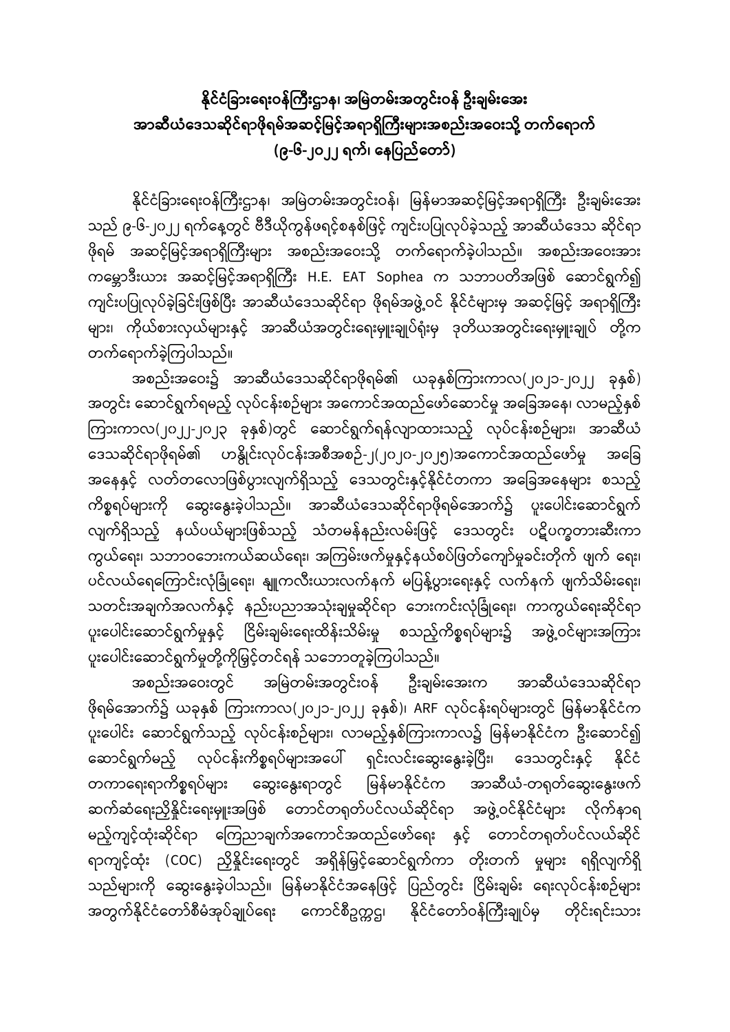# နိုင်ငံခြားရေးဝန်ကြီးဌာန၊ အမြဲတမ်းအတွင်းဝန် ဦးချမ်းအေး အာဆီယံဒေသဆိုင်ရာဖိုရမ်အဆင့်မြင့်အရာရှိကြီးများအစည်းအဝေးသို့ တက်ရောက် (၉-၆-၂၀၂၂ ရက်၊ နေပြည်တော်)

နိုင်ငံခြားရေးဝန်ကြီးဌာန၊ အမြဲတမ်းအတွင်းဝန်၊ မြန်မာအဆင့်မြင့်အရာရှိကြီး ဦးချမ်းအေး သည် ၉-၆-၂၀၂၂ ရက်နေ့တွင် ဗီဒီယိုကွန်ဖရင့်စနစ်ဖြင့် ကျင်းပပြုလုပ်ခဲ့သည့် အာဆီယံဒေသ ဆိုင်ရာ ဖိုရမ် အဆင့်မြင့်အရာရှိကြီးများ အစည်းအဝေးသို့ တက်ရောက်ခဲ့ပါသည်။ အစည်းအဝေးအား ကမ္ဘောဒီးယား အဆင့်မြင့်အရာရှိကြီး H.E. EAT Sophea က သဘာပတိအဖြစ် ဆောင်ရွက်၍ ကျင်းပပြုလုပ်ခဲ့ခြင်းဖြစ်ပြီး အာဆီယံဒေသဆိုင်ရာ ဖိုရမ်အဖွဲ့ဝင် နိုင်ငံများမှ အဆင့်မြင့် အရာရှိကြီး များ၊ ကိုယ်စားလှယ်များနှင့် အာဆီယံအတွင်းရေးမှူးချုပ်ရုံးမှ ဒုတိယအတွင်းရေးမှူးချုပ် တို့က တက်ရောက်ခဲ့ကြပါသည်။

အစည်းအဝေး၌ အာဆီယံဒေသဆိုင်ရာဖိုရမ်၏ ယခုနှစ်ကြားကာလ(၂၀၂၁-၂၀၂၂ ခုနှစ်) အတွင်း ဆောင်ရွက်ရမည့် လုပ်ငန်းစဉ်များ အကောင်အထည်ဖော်ဆောင်မှု အခြေအနေ၊ လာမည့်နှစ် ကြားကာလ(၂၀၂၂-၂၀၂၃ ခုနှစ်)တွင် ဆောင်ရွက်ရန်လျာထားသည့် လုပ်ငန်းစဉ်များ၊ အာဆီယံ ဒေသဆိုင်ရာဖိုရမ်၏ ဟနွိုင်းလုပ်ငန်းအစီအစဉ်-၂(၂၀၂၀-၂၀၂၅)အကောင်အထည်ဖော်မှု အခြေ အနေနှင့် လတ်တလောဖြစ်ပွားလျက်ရှိသည့် ဒေသတွင်းနှင့်နိုင်ငံတကာ အခြေအနေများ စသည့် ကိစ္စရပ်များကို ဆွေးနွေးခဲ့ပါသည်။ အာဆီယံဒေသဆိုင်ရာဖိုရမ်အောက်၌ ပူးပေါင်းဆောင်ရွက် လျက်ရှိသည့် နယ်ပယ်များဖြစ်သည့် သံတမန်နည်းလမ်းဖြင့် ဒေသတွင်း ပဋိပက္ခတားဆီးကာ ကွယ်ရေး၊ သဘာဝဘေးကယ်ဆယ်ရေး၊ အကြမ်းဖက်မှုနှင့်နယ်စပ်ဖြတ်ကျော်မှုခင်းတိုက် ဖျက် ရေး၊ ပင်လယ်ရေကြောင်းလုံခြုံရေး၊ နျူကလီးယားလက်နက် မပြန့်ပွားရေးနှင့် လက်နက် ဖျက်သိမ်းရေး၊ သတင်းအချက်အလက်နှင့် နည်းပညာအသုံးချမှုဆိုင်ရာ ဘေးကင်းလုံခြုံရေး၊ ကာကွယ်ရေးဆိုင်ရာ ပူးပေါင်းဆောင်ရွက်မှုနှင့် ငြိမ်းချမ်းရေးထိန်းသိမ်းမှု စသည့်ကိစ္စရပ်များ၌ အဖွဲ့ဝင်များအကြား ပူးပေါင်းဆောင်ရွက်မှုတို့ကိုမြှင့်တင်ရန် သဘောတူခဲ့ကြပါသည်။

အစည်းအဝေးတွင် အမြဲတမ်းအတွင်းဝန် ဦးချမ်းအေးက အာဆီယံဒေသဆိုင်ရာ ဖိုရမ်အောက်၌ ယခုနှစ် ကြားကာလ(၂၀၂၁-၂၀၂၂ ခုနှစ်)၊ ARF လုပ်ငန်းရပ်များတွင် မြန်မာနိုင်ငံက ပူးပေါင်း ဆောင်ရွက်သည့် လုပ်ငန်းစဉ်များ၊ လာမည့်နှစ်ကြားကာလ၌ မြန်မာနိုင်ငံက ဦးဆောင်၍ ဆောင်ရွက်မည့် လုပ်ငန်းကိစ္စရပ်များအပေါ် ရှင်းလင်းဆွေးနွေးခဲ့ပြီး၊ ဒေသတွင်းနှင့် နိုင်ငံ တကာရေးရာကိစ္စရပ်များ ဆွေးနွေးရာတွင် မြန်မာနိုင်ငံက အာဆီယံ-တရုတ်ဆွေးနွေးဖက် ဆက်ဆံရေးညှိနှိုင်းရေးမှူးအဖြစ် တောင်တရုတ်ပင်လယ်ဆိုင်ရာ အဖွဲ့ဝင်နိုင်ငံများ လိုက်နာရ မည့်ကျင့်ထုံးဆိုင်ရာ ကြေညာချက်အကောင်အထည်ဖော်ရေး နှင့် တောင်တရုတ်ပင်လယ်ဆိုင် ရာကျင့်ထုံး (COC) ညှိနှိုင်းရေးတွင် အရှိန်မြှင့်ဆောင်ရွက်ကာ တိုးတက် မှုများ ရရှိလျက်ရှိ သည်များကို ဆွေးနွေးခဲ့ပါသည်။ မြန်မာနိုင်ငံအနေဖြင့် ပြည်တွင်း ငြိမ်းချမ်း ရေးလုပ်ငန်းစဉ်များ အတွက်နိုင်ငံတော်စီမံအုပ်ချုပ်ရေး ကောင်စီဥက္ကဋ္ဌ၊ နိုင်ငံတော်ဝန်ကြီးချုပ်မှ တိုင်းရင်းသား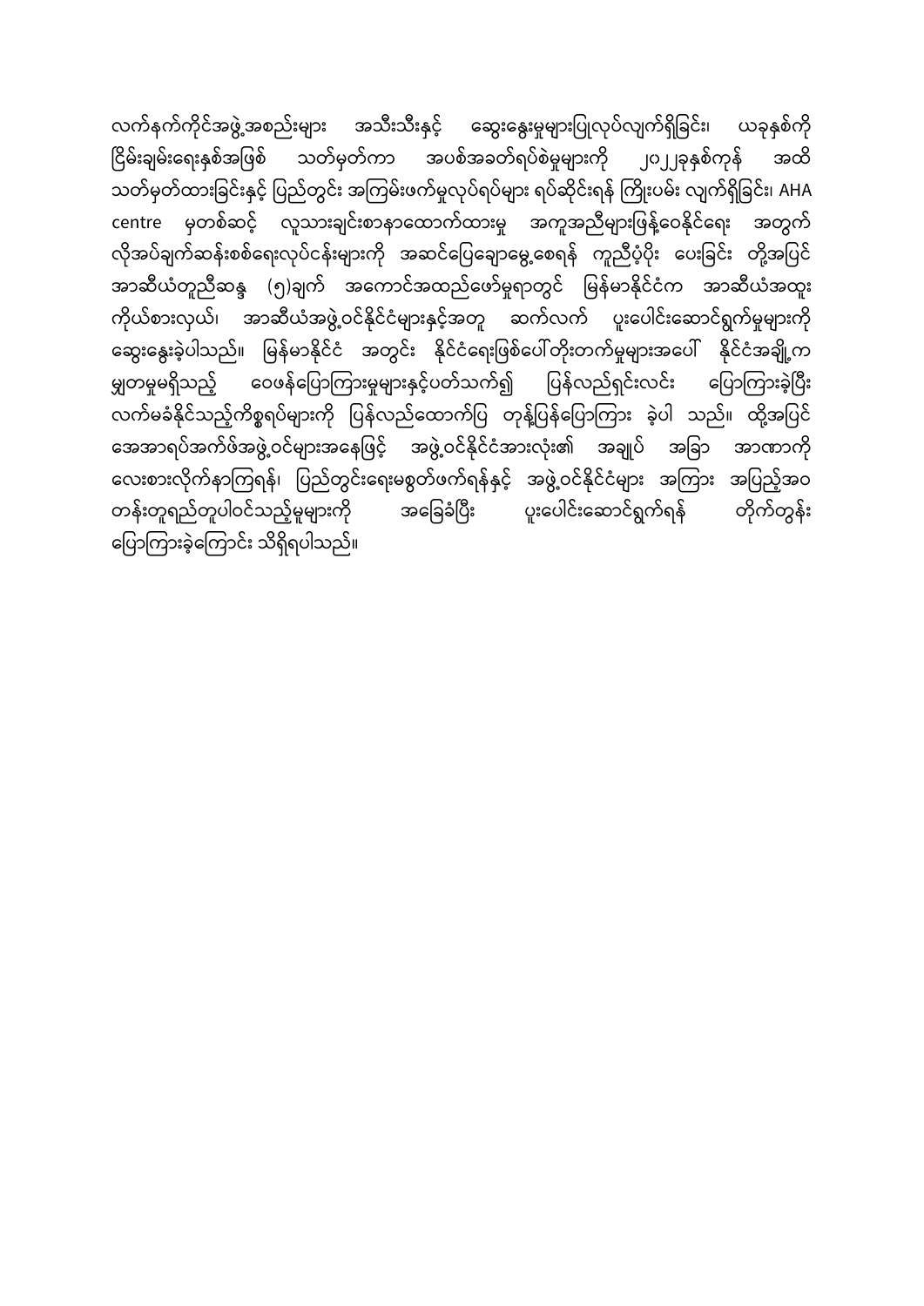လက်နက်ကိုင်အဖွဲ့အစည်းများ အသီးသီးနှင့် ဆွေးနွေးမှုများပြုလုပ်လျက်ရှိခြင်း၊ ယခုနှစ်ကို ငြိမ်းချမ်းရေးနှစ်အဖြစ် သတ်မှတ်ကာ အပစ်အခတ်ရပ်စဲမှုများကို ၂၀၂၂ခုနှစ်ကုန် အထိ သတ်မှတ်ထားခြင်းနှင့် ပြည်တွင်း အကြမ်းဖက်မှုလုပ်ရပ်များ ရပ်ဆိုင်းရန် ကြိုးပမ်း လျက်ရှိခြင်း၊ AHA centre မှတစ်ဆင့် လူသားချင်းစာနာထောက်ထားမှု အကူအညီများဖြန့်ဝေနိုင်ရေး အတွက် လိုအပ်ချက်ဆန်းစစ်ရေးလုပ်ငန်းများကို အဆင်ပြေချောမွေ့စေရန် ကူညီပံ့ပိုး ပေးခြင်း တို့အပြင် အာဆီယံတူညီဆန္ဒ (၅)ချက် အကောင်အထည်ဖော်မှုရာတွင် မြန်မာနိုင်ငံက အာဆီယံအထူး ကိုယ်စားလှယ်၊ အာဆီယံအဖွဲ့ဝင်နိုင်ငံများနှင့်အတူ ဆက်လက် ပူးပေါင်းဆောင်ရွက်မှုများကို ဆွေးနွေးခဲ့ပါသည်။ မြန်မာနိုင်ငံ အတွင်း နိုင်ငံရေးဖြစ်ပေါ်တိုးတက်မှုများအပေါ် နိုင်ငံအချို့က မှျတမှုမရှိသည့် ဝေဖန်ပြောကြားမှုများနှင့်ပတ်သက်၍ ပြန်လည်ရှင်းလင်း ပြောကြားခဲ့ပြီး လက်မခံနိုင်သည့်ကိစ္စရပ်များကို ပြန်လည်ထောက်ပြ တုန့်ပြန်ပြောကြား ခဲ့ပါ သည်။ ထို့အပြင် အေအာရပ်အက်ဖ်အဖွဲ့ဝင်များအနေဖြင့် အဖွဲ့ဝင်နိုင်ငံအားလုံး၏ အချုပ် အခြာ အာဏာကို လေးစားလိုက်နာကြရန်၊ ပြည်တွင်းရေးမစွက်ဖက်ရန်နှင့် အဖွဲ့ဝင်နိုင်ငံများ အကြား အပြည့်အဝ တန်းတူရည်တူပါဝင်သည့်မှုများကို အခြေခံပြီး ပူးပေါင်းဆောင်ရွက်ရန် တိုက်တွန်း ပြောကြားခဲ့ကြောင်း သိရှိရပါသည်။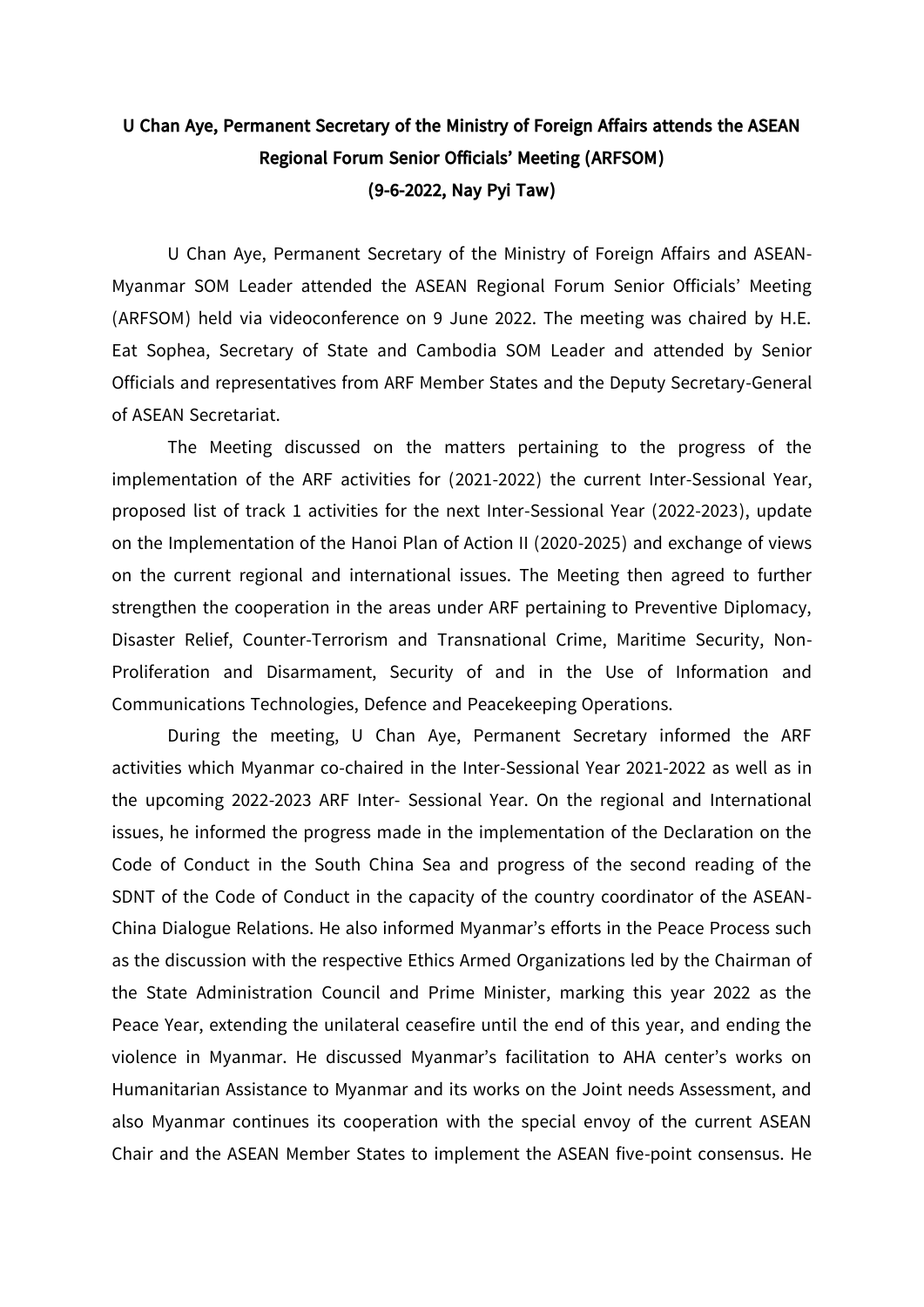**U Chan Aye, Permanent Secretary of the Ministry of Foreign Affairs attends the ASEAN Regional Forum Senior Officials' Meeting (ARFSOM)**

**(9-6-2022, Nay Pyi Taw)**

U Chan Aye, Permanent Secretary of the Ministry of Foreign Affairs and ASEAN-Myanmar SOM Leader attended the ASEAN Regional Forum Senior Officials' Meeting (ARFSOM) held via videoconference on 9 June 2022. The meeting was chaired by H.E. Eat Sophea, Secretary of State and Cambodia SOM Leader and attended by Senior Officials and representatives from ARF Member States and the Deputy Secretary-General of ASEAN Secretariat.

The Meeting discussed on the matters pertaining to the progress of the implementation of the ARF activities for (2021-2022) the current Inter-Sessional Year, proposed list of track 1 activities for the next Inter-Sessional Year (2022-2023), update on the Implementation of the Hanoi Plan of Action II (2020-2025) and exchange of views on the current regional and international issues. The Meeting then agreed to further strengthen the cooperation in the areas under ARF pertaining to Preventive Diplomacy, Disaster Relief, Counter-Terrorism and Transnational Crime, Maritime Security, Non-Proliferation and Disarmament, Security of and in the Use of Information and Communications Technologies, Defence and Peacekeeping Operations.

During the meeting, U Chan Aye, Permanent Secretary informed the ARF activities which Myanmar co-chaired in the Inter-Sessional Year 2021-2022 as well as in the upcoming 2022-2023 ARF Inter- Sessional Year. On the regional and International issues, he informed the progress made in the implementation of the Declaration on the Code of Conduct in the South China Sea and progress of the second reading of the SDNT of the Code of Conduct in the capacity of the country coordinator of the ASEAN-China Dialogue Relations. He also informed Myanmar's efforts in the Peace Process such as the discussion with the respective Ethics Armed Organizations led by the Chairman of the State Administration Council and Prime Minister, marking this year 2022 as the Peace Year, extending the unilateral ceasefire until the end of this year, and ending the violence in Myanmar. He discussed Myanmar's facilitation to AHA center's works on Humanitarian Assistance to Myanmar and its works on the Joint needs Assessment, and also Myanmar continues its cooperation with the special envoy of the current ASEAN Chair and the ASEAN Member States to implement the ASEAN five-point consensus. He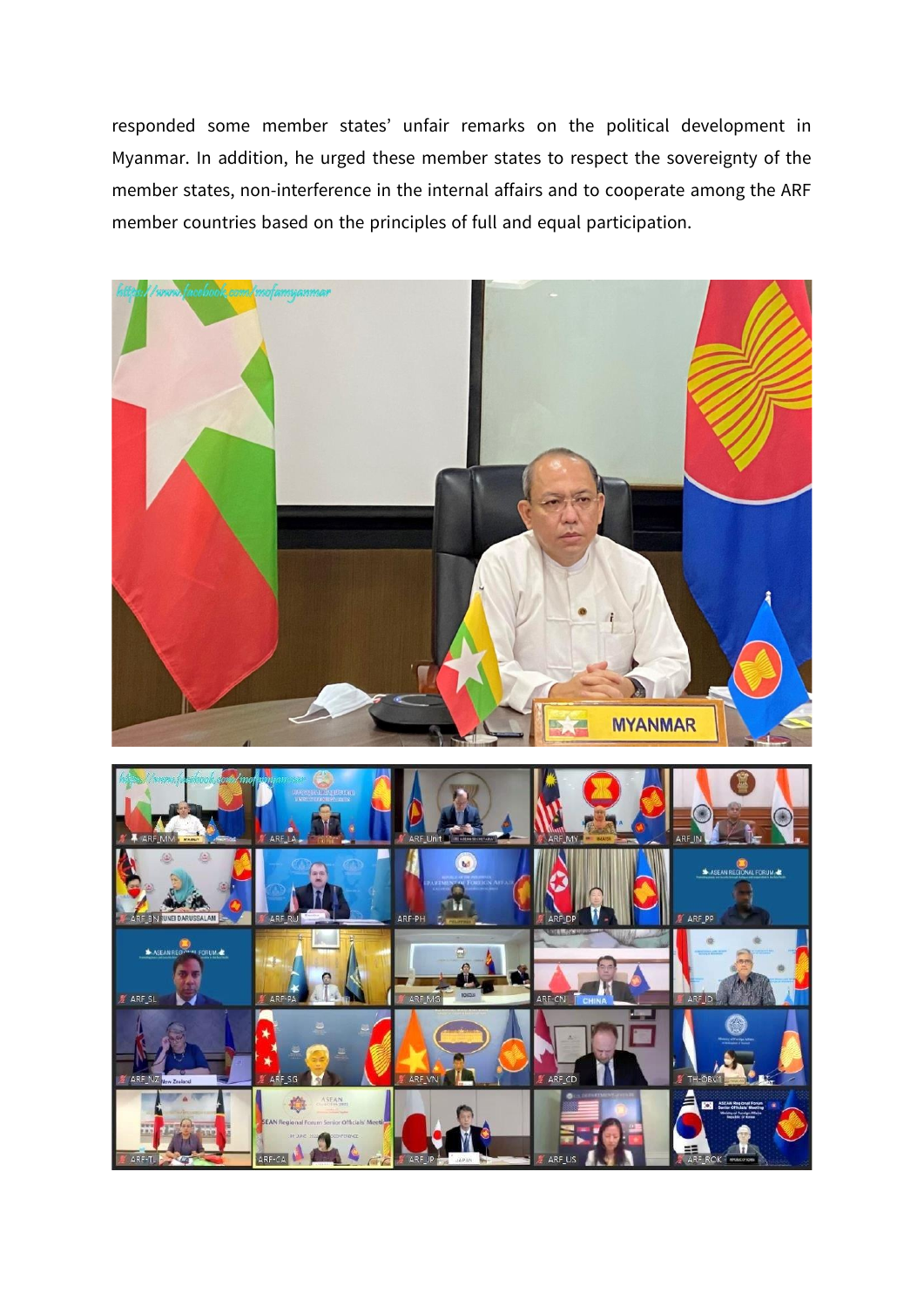responded some member states' unfair remarks on the political development in Myanmar. In addition, he urged these member states to respect the sovereignty of the member states, non-interference in the internal affairs and to cooperate among the ARF member countries based on the principles of full and equal participation.